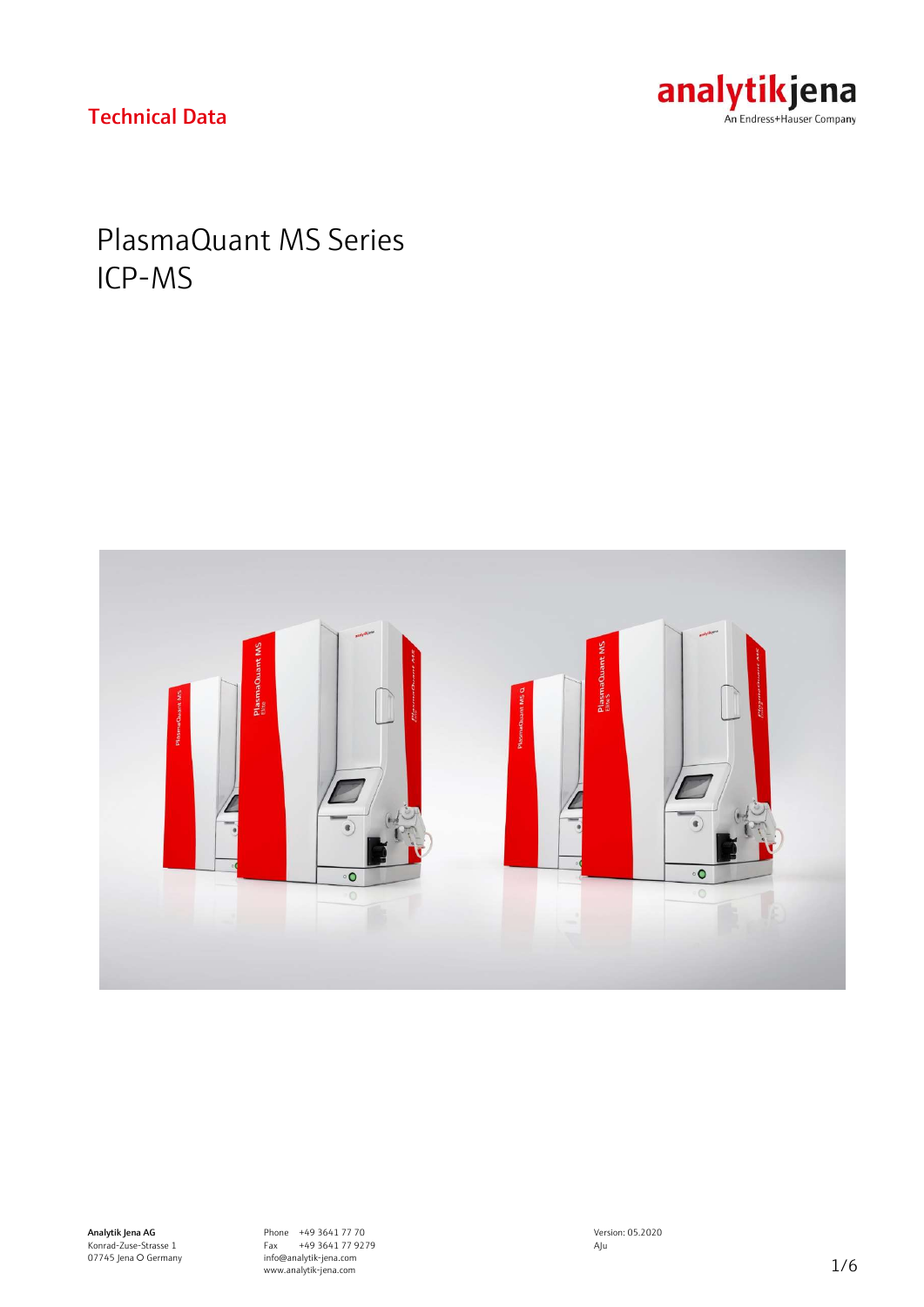Technical Data

analytikjena
An Endress+Hauser Company

# PlasmaQuant MS Series
# ICP-MS

**Analytik Jena AG**
Konrad-Zuse-Strasse 1
07745 Jena O Germany

Phone +49 3641 77 70
Fax +49 3641 77 9279
info@analytik-jena.com
www.analytik-jena.com

Version: 05.2020
AJu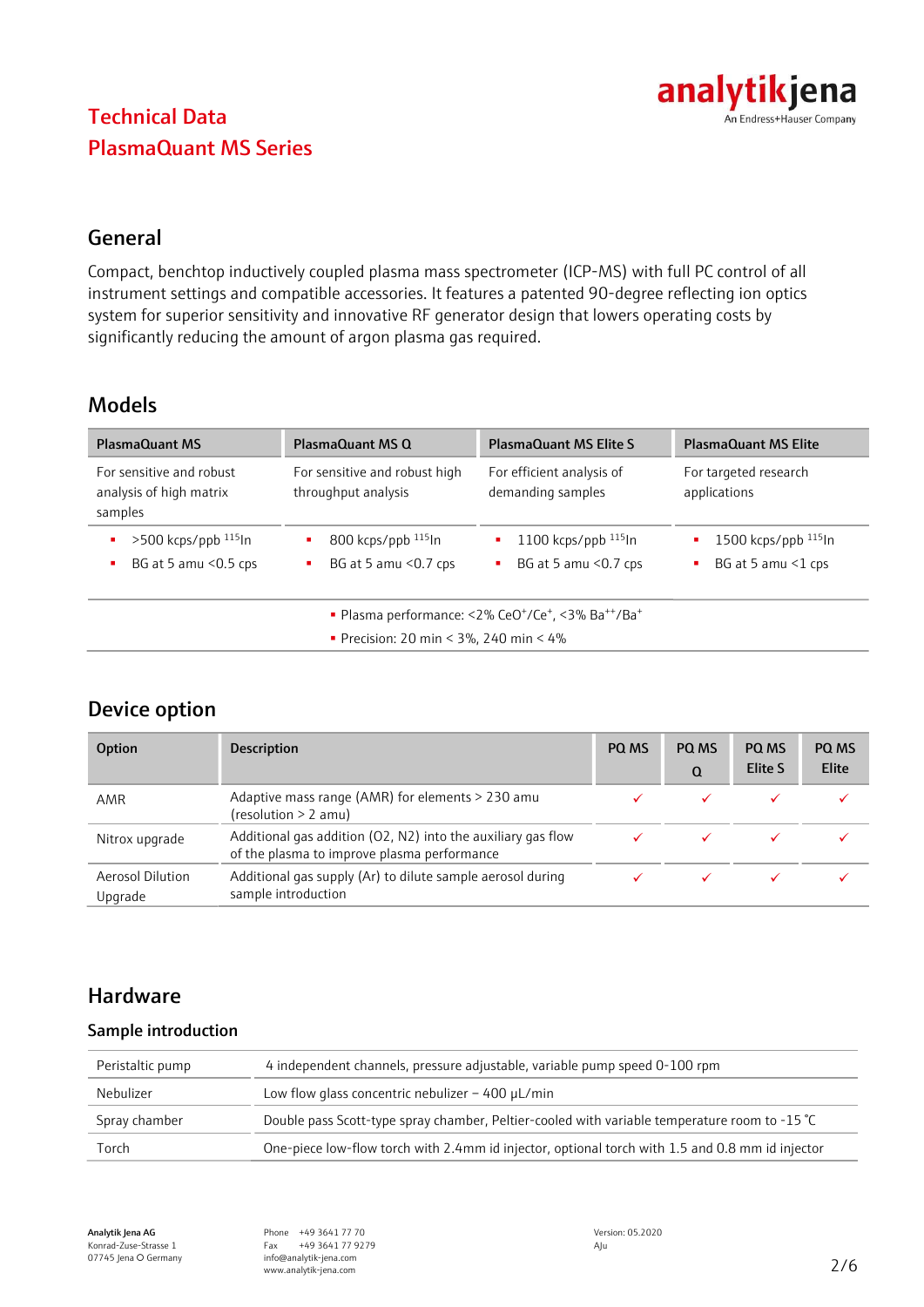# Technical Data
# PlasmaQuant MS Series

## General

Compact, benchtop inductively coupled plasma mass spectrometer (ICP-MS) with full PC control of all instrument settings and compatible accessories. It features a patented 90-degree reflecting ion optics system for superior sensitivity and innovative RF generator design that lowers operating costs by significantly reducing the amount of argon plasma gas required.

## Models

| PlasmaQuant MS | PlasmaQuant MS Q | PlasmaQuant MS Elite S | PlasmaQuant MS Elite |
|---|---|---|---|
| For sensitive and robust analysis of high matrix samples | For sensitive and robust high throughput analysis | For efficient analysis of demanding samples | For targeted research applications |
| ▪ >500 kcps/ppb $^{115}$In<br>▪ BG at 5 amu <0.5 cps | ▪ 800 kcps/ppb $^{115}$In<br>▪ BG at 5 amu <0.7 cps | ▪ 1100 kcps/ppb $^{115}$In<br>▪ BG at 5 amu <0.7 cps | ▪ 1500 kcps/ppb $^{115}$In<br>▪ BG at 5 amu <1 cps |

- Plasma performance: <2% $CeO^+/Ce^+$, <3% $Ba^{++}/Ba^+$
- Precision: 20 min < 3%, 240 min < 4%

## Device option

| Option | Description | PQ MS | PQ MS Q | PQ MS Elite S | PQ MS Elite |
|---|---|---|---|---|---|
| AMR | Adaptive mass range (AMR) for elements > 230 amu (resolution > 2 amu) | ✓ | ✓ | ✓ | ✓ |
| Nitrox upgrade | Additional gas addition (O2, N2) into the auxiliary gas flow of the plasma to improve plasma performance | ✓ | ✓ | ✓ | ✓ |
| Aerosol Dilution Upgrade | Additional gas supply (Ar) to dilute sample aerosol during sample introduction | ✓ | ✓ | ✓ | ✓ |

## Hardware

### Sample introduction

| | |
|---|---|
| Peristaltic pump | 4 independent channels, pressure adjustable, variable pump speed 0-100 rpm |
| Nebulizer | Low flow glass concentric nebulizer – 400 µL/min |
| Spray chamber | Double pass Scott-type spray chamber, Peltier-cooled with variable temperature room to -15 °C |
| Torch | One-piece low-flow torch with 2.4mm id injector, optional torch with 1.5 and 0.8 mm id injector |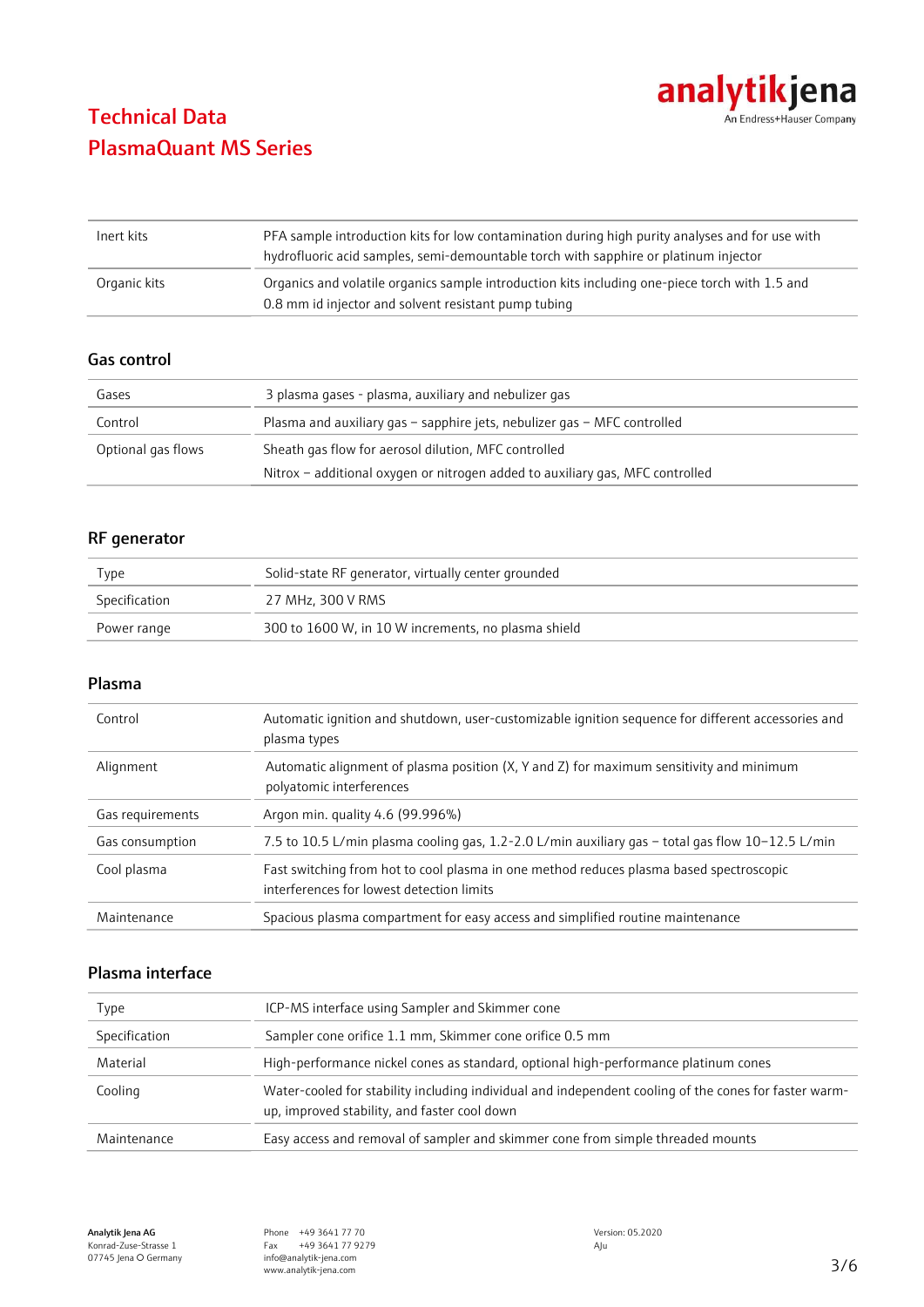# Technical Data
# PlasmaQuant MS Series

| | |
|---|---|
| Inert kits | PFA sample introduction kits for low contamination during high purity analyses and for use with hydrofluoric acid samples, semi-demountable torch with sapphire or platinum injector |
| Organic kits | Organics and volatile organics sample introduction kits including one-piece torch with 1.5 and 0.8 mm id injector and solvent resistant pump tubing |

## Gas control

| | |
|---|---|
| Gases | 3 plasma gases - plasma, auxiliary and nebulizer gas |
| Control | Plasma and auxiliary gas – sapphire jets, nebulizer gas – MFC controlled |
| Optional gas flows | Sheath gas flow for aerosol dilution, MFC controlled<br>Nitrox – additional oxygen or nitrogen added to auxiliary gas, MFC controlled |

## RF generator

| | |
|---|---|
| Type | Solid-state RF generator, virtually center grounded |
| Specification | 27 MHz, 300 V RMS |
| Power range | 300 to 1600 W, in 10 W increments, no plasma shield |

## Plasma

| | |
|---|---|
| Control | Automatic ignition and shutdown, user-customizable ignition sequence for different accessories and plasma types |
| Alignment | Automatic alignment of plasma position (X, Y and Z) for maximum sensitivity and minimum polyatomic interferences |
| Gas requirements | Argon min. quality 4.6 (99.996%) |
| Gas consumption | 7.5 to 10.5 L/min plasma cooling gas, 1.2-2.0 L/min auxiliary gas – total gas flow 10–12.5 L/min |
| Cool plasma | Fast switching from hot to cool plasma in one method reduces plasma based spectroscopic interferences for lowest detection limits |
| Maintenance | Spacious plasma compartment for easy access and simplified routine maintenance |

## Plasma interface

| | |
|---|---|
| Type | ICP-MS interface using Sampler and Skimmer cone |
| Specification | Sampler cone orifice 1.1 mm, Skimmer cone orifice 0.5 mm |
| Material | High-performance nickel cones as standard, optional high-performance platinum cones |
| Cooling | Water-cooled for stability including individual and independent cooling of the cones for faster warm-up, improved stability, and faster cool down |
| Maintenance | Easy access and removal of sampler and skimmer cone from simple threaded mounts |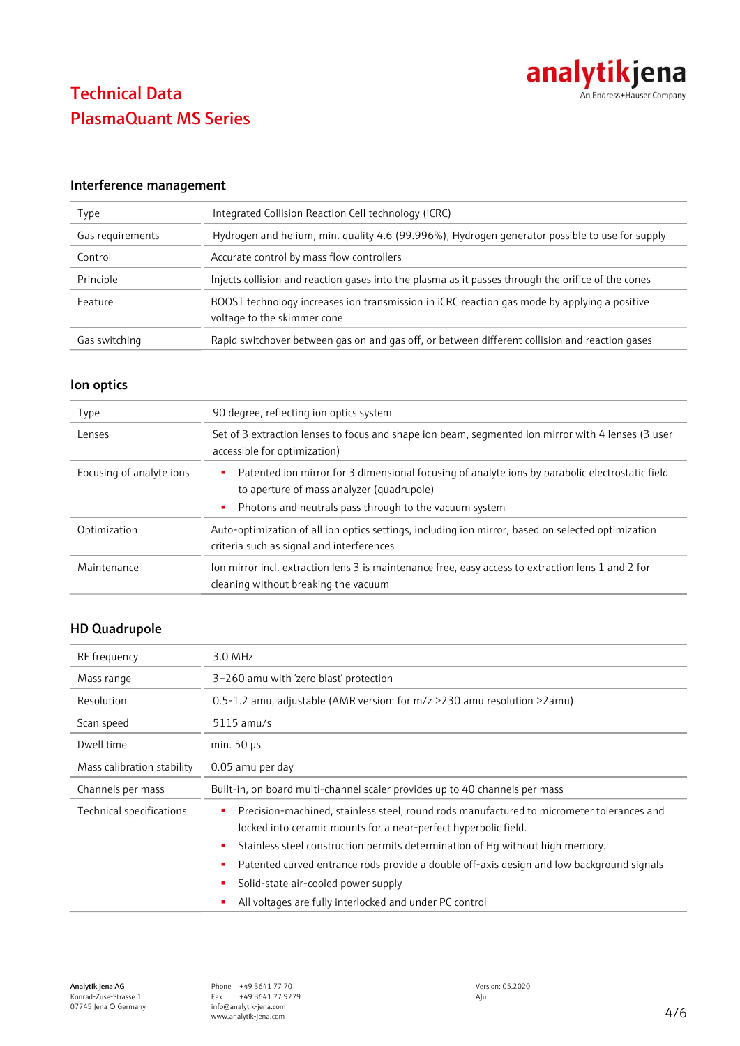# Technical Data
# PlasmaQuant MS Series

## Interference management

| | |
|---|---|
| Type | Integrated Collision Reaction Cell technology (iCRC) |
| Gas requirements | Hydrogen and helium, min. quality 4.6 (99.996%), Hydrogen generator possible to use for supply |
| Control | Accurate control by mass flow controllers |
| Principle | Injects collision and reaction gases into the plasma as it passes through the orifice of the cones |
| Feature | BOOST technology increases ion transmission in iCRC reaction gas mode by applying a positive voltage to the skimmer cone |
| Gas switching | Rapid switchover between gas on and gas off, or between different collision and reaction gases |

## Ion optics

| | |
|---|---|
| Type | 90 degree, reflecting ion optics system |
| Lenses | Set of 3 extraction lenses to focus and shape ion beam, segmented ion mirror with 4 lenses (3 user accessible for optimization) |
| Focusing of analyte ions | ▪ Patented ion mirror for 3 dimensional focusing of analyte ions by parabolic electrostatic field to aperture of mass analyzer (quadrupole)<br>▪ Photons and neutrals pass through to the vacuum system |
| Optimization | Auto-optimization of all ion optics settings, including ion mirror, based on selected optimization criteria such as signal and interferences |
| Maintenance | Ion mirror incl. extraction lens 3 is maintenance free, easy access to extraction lens 1 and 2 for cleaning without breaking the vacuum |

## HD Quadrupole

| | |
|---|---|
| RF frequency | 3.0 MHz |
| Mass range | 3–260 amu with 'zero blast' protection |
| Resolution | 0.5-1.2 amu, adjustable (AMR version: for m/z >230 amu resolution >2amu) |
| Scan speed | 5115 amu/s |
| Dwell time | min. 50 µs |
| Mass calibration stability | 0.05 amu per day |
| Channels per mass | Built-in, on board multi-channel scaler provides up to 40 channels per mass |
| Technical specifications | ▪ Precision-machined, stainless steel, round rods manufactured to micrometer tolerances and locked into ceramic mounts for a near-perfect hyperbolic field.<br>▪ Stainless steel construction permits determination of Hg without high memory.<br>▪ Patented curved entrance rods provide a double off-axis design and low background signals<br>▪ Solid-state air-cooled power supply<br>▪ All voltages are fully interlocked and under PC control |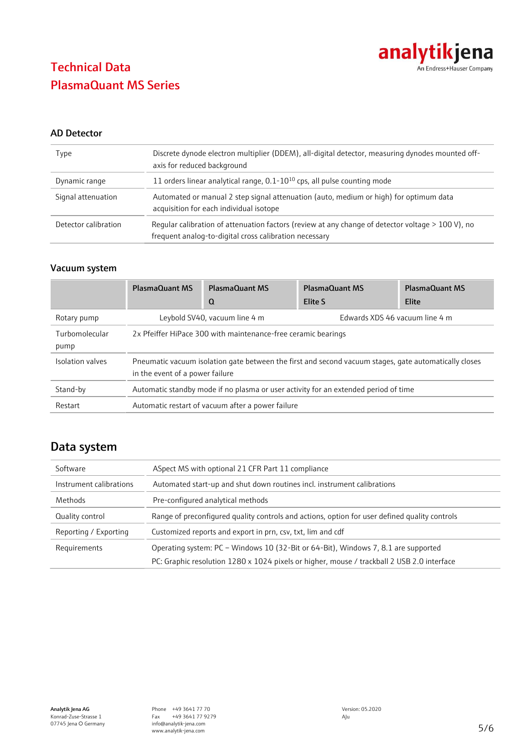# Technical Data
# PlasmaQuant MS Series

## AD Detector

| | |
|---|---|
| Type | Discrete dynode electron multiplier (DDEM), all-digital detector, measuring dynodes mounted off-axis for reduced background |
| Dynamic range | 11 orders linear analytical range, 0.1-$10^{10}$ cps, all pulse counting mode |
| Signal attenuation | Automated or manual 2 step signal attenuation (auto, medium or high) for optimum data acquisition for each individual isotope |
| Detector calibration | Regular calibration of attenuation factors (review at any change of detector voltage > 100 V), no frequent analog-to-digital cross calibration necessary |

## Vacuum system

| | PlasmaQuant MS | PlasmaQuant MS Q | PlasmaQuant MS Elite S | PlasmaQuant MS Elite |
|---|---|---|---|---|
| Rotary pump | Leybold SV40, vacuum line 4 m | | Edwards XDS 46 vacuum line 4 m | |
| Turbomolecular pump | 2x Pfeiffer HiPace 300 with maintenance-free ceramic bearings | | | |
| Isolation valves | Pneumatic vacuum isolation gate between the first and second vacuum stages, gate automatically closes in the event of a power failure | | | |
| Stand-by | Automatic standby mode if no plasma or user activity for an extended period of time | | | |
| Restart | Automatic restart of vacuum after a power failure | | | |

## Data system

| | |
|---|---|
| Software | ASpect MS with optional 21 CFR Part 11 compliance |
| Instrument calibrations | Automated start-up and shut down routines incl. instrument calibrations |
| Methods | Pre-configured analytical methods |
| Quality control | Range of preconfigured quality controls and actions, option for user defined quality controls |
| Reporting / Exporting | Customized reports and export in prn, csv, txt, lim and cdf |
| Requirements | Operating system: PC – Windows 10 (32-Bit or 64-Bit), Windows 7, 8.1 are supported<br>PC: Graphic resolution 1280 x 1024 pixels or higher, mouse / trackball 2 USB 2.0 interface |

**Analytik Jena AG**
Konrad-Zuse-Strasse 1
07745 Jena Germany

Phone +49 3641 77 70
Fax +49 3641 77 9279
info@analytik-jena.com
www.analytik-jena.com

Version: 05.2020
AJu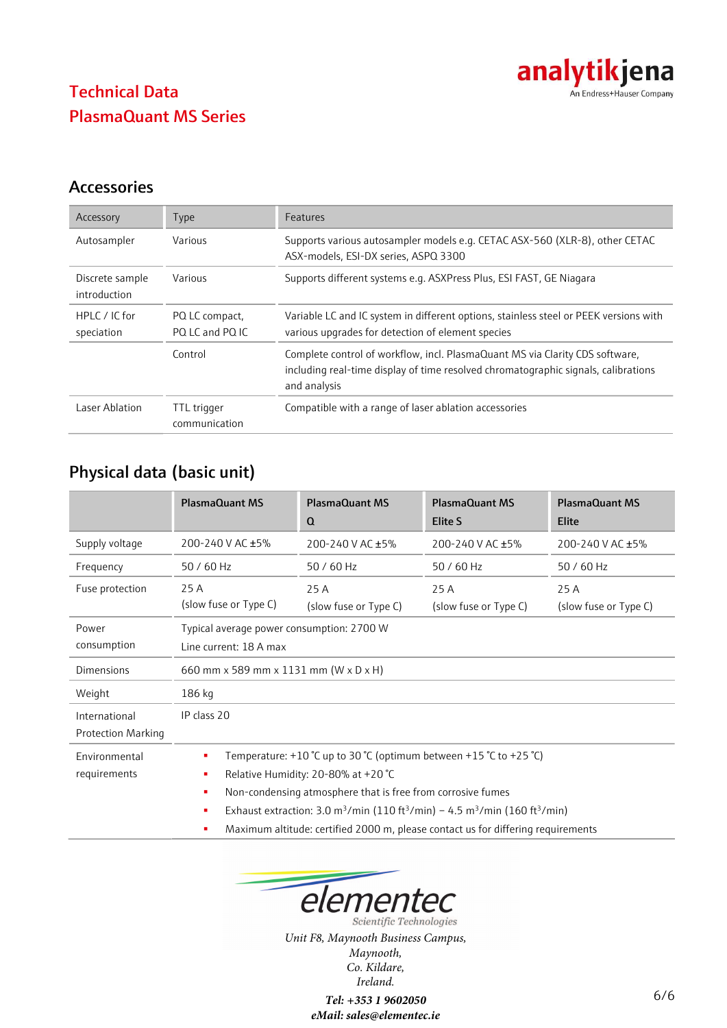# Technical Data
# PlasmaQuant MS Series

## Accessories

| Accessory | Type | Features |
|---|---|---|
| Autosampler | Various | Supports various autosampler models e.g. CETAC ASX-560 (XLR-8), other CETAC ASX-models, ESI-DX series, ASPQ 3300 |
| Discrete sample introduction | Various | Supports different systems e.g. ASXPress Plus, ESI FAST, GE Niagara |
| HPLC / IC for speciation | PQ LC compact, PQ LC and PQ IC | Variable LC and IC system in different options, stainless steel or PEEK versions with various upgrades for detection of element species |
| | Control | Complete control of workflow, incl. PlasmaQuant MS via Clarity CDS software, including real-time display of time resolved chromatographic signals, calibrations and analysis |
| Laser Ablation | TTL trigger communication | Compatible with a range of laser ablation accessories |

## Physical data (basic unit)

| | PlasmaQuant MS | PlasmaQuant MS Q | PlasmaQuant MS Elite S | PlasmaQuant MS Elite |
|---|---|---|---|---|
| Supply voltage | 200-240 V AC ±5% | 200-240 V AC ±5% | 200-240 V AC ±5% | 200-240 V AC ±5% |
| Frequency | 50 / 60 Hz | 50 / 60 Hz | 50 / 60 Hz | 50 / 60 Hz |
| Fuse protection | 25 A (slow fuse or Type C) | 25 A (slow fuse or Type C) | 25 A (slow fuse or Type C) | 25 A (slow fuse or Type C) |
| Power consumption | Typical average power consumption: 2700 W<br>Line current: 18 A max | | | |
| Dimensions | 660 mm x 589 mm x 1131 mm (W x D x H) | | | |
| Weight | 186 kg | | | |
| International Protection Marking | IP class 20 | | | |
| Environmental requirements | ▪ Temperature: +10 °C up to 30 °C (optimum between +15 °C to +25 °C)<br>▪ Relative Humidity: 20-80% at +20 °C<br>▪ Non-condensing atmosphere that is free from corrosive fumes<br>▪ Exhaust extraction: 3.0 $m^3$/min (110 $ft^3$/min) – 4.5 $m^3$/min (160 $ft^3$/min)<br>▪ Maximum altitude: certified 2000 m, please contact us for differing requirements | | | |

elementec
*Scientific Technologies*

*Unit F8, Maynooth Business Campus,*
*Maynooth,*
*Co. Kildare,*
*Ireland.*

***Tel: +353 1 9602050***
***eMail: sales@elementec.ie***